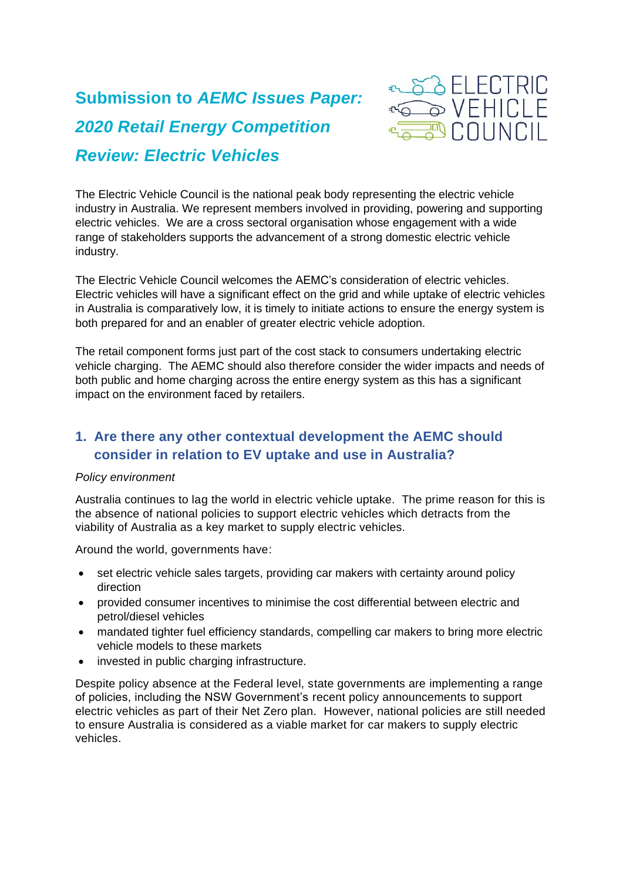# Submission to *AEMC Issues Paper: 2020 Retail Energy Competition Review: Electric Vehicles*

The Electric Vehicle Council is the national peak body representing the electric vehicle industry in Australia. We represent members involved in providing, powering and supporting electric vehicles. We are a cross sectoral organisation whose engagement with a wide range of stakeholders supports the advancement of a strong domestic electric vehicle industry.

The Electric Vehicle Council welcomes the AEMC's consideration of electric vehicles. Electric vehicles will have a significant effect on the grid and while uptake of electric vehicles in Australia is comparatively low, it is timely to initiate actions to ensure the energy system is both prepared for and an enabler of greater electric vehicle adoption.

The retail component forms just part of the cost stack to consumers undertaking electric vehicle charging. The AEMC should also therefore consider the wider impacts and needs of both public and home charging across the entire energy system as this has a significant impact on the environment faced by retailers.

## 1. Are there any other contextual development the AEMC should consider in relation to EV uptake and use in Australia?

*Policy environment*

Australia continues to lag the world in electric vehicle uptake. The prime reason for this is the absence of national policies to support electric vehicles which detracts from the viability of Australia as a key market to supply electric vehicles.

Around the world, governments have:

- set electric vehicle sales targets, providing car makers with certainty around policy direction
- provided consumer incentives to minimise the cost differential between electric and petrol/diesel vehicles
- mandated tighter fuel efficiency standards, compelling car makers to bring more electric vehicle models to these markets
- invested in public charging infrastructure.

Despite policy absence at the Federal level, state governments are implementing a range of policies, including the NSW Government's recent policy announcements to support electric vehicles as part of their Net Zero plan. However, national policies are still needed to ensure Australia is considered as a viable market for car makers to supply electric vehicles.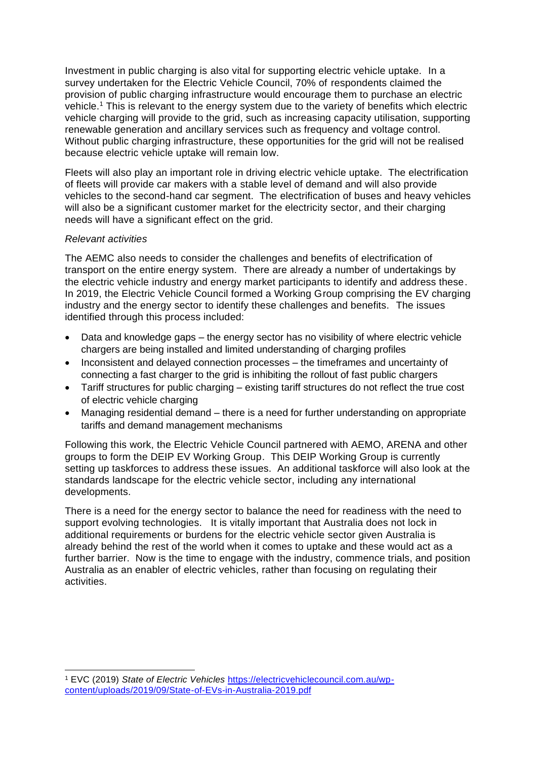Investment in public charging is also vital for supporting electric vehicle uptake. In a survey undertaken for the Electric Vehicle Council, 70% of respondents claimed the provision of public charging infrastructure would encourage them to purchase an electric vehicle.[1] This is relevant to the energy system due to the variety of benefits which electric vehicle charging will provide to the grid, such as increasing capacity utilisation, supporting renewable generation and ancillary services such as frequency and voltage control. Without public charging infrastructure, these opportunities for the grid will not be realised because electric vehicle uptake will remain low.

Fleets will also play an important role in driving electric vehicle uptake. The electrification of fleets will provide car makers with a stable level of demand and will also provide vehicles to the second-hand car segment. The electrification of buses and heavy vehicles will also be a significant customer market for the electricity sector, and their charging needs will have a significant effect on the grid.

*Relevant activities*

The AEMC also needs to consider the challenges and benefits of electrification of transport on the entire energy system. There are already a number of undertakings by the electric vehicle industry and energy market participants to identify and address these. In 2019, the Electric Vehicle Council formed a Working Group comprising the EV charging industry and the energy sector to identify these challenges and benefits. The issues identified through this process included:

- Data and knowledge gaps – the energy sector has no visibility of where electric vehicle chargers are being installed and limited understanding of charging profiles
- Inconsistent and delayed connection processes – the timeframes and uncertainty of connecting a fast charger to the grid is inhibiting the rollout of fast public chargers
- Tariff structures for public charging – existing tariff structures do not reflect the true cost of electric vehicle charging
- Managing residential demand – there is a need for further understanding on appropriate tariffs and demand management mechanisms

Following this work, the Electric Vehicle Council partnered with AEMO, ARENA and other groups to form the DEIP EV Working Group. This DEIP Working Group is currently setting up taskforces to address these issues. An additional taskforce will also look at the standards landscape for the electric vehicle sector, including any international developments.

There is a need for the energy sector to balance the need for readiness with the need to support evolving technologies. It is vitally important that Australia does not lock in additional requirements or burdens for the electric vehicle sector given Australia is already behind the rest of the world when it comes to uptake and these would act as a further barrier. Now is the time to engage with the industry, commence trials, and position Australia as an enabler of electric vehicles, rather than focusing on regulating their activities.

---

[1] EVC (2019) *State of Electric Vehicles* https://electricvehiclecouncil.com.au/wp-content/uploads/2019/09/State-of-EVs-in-Australia-2019.pdf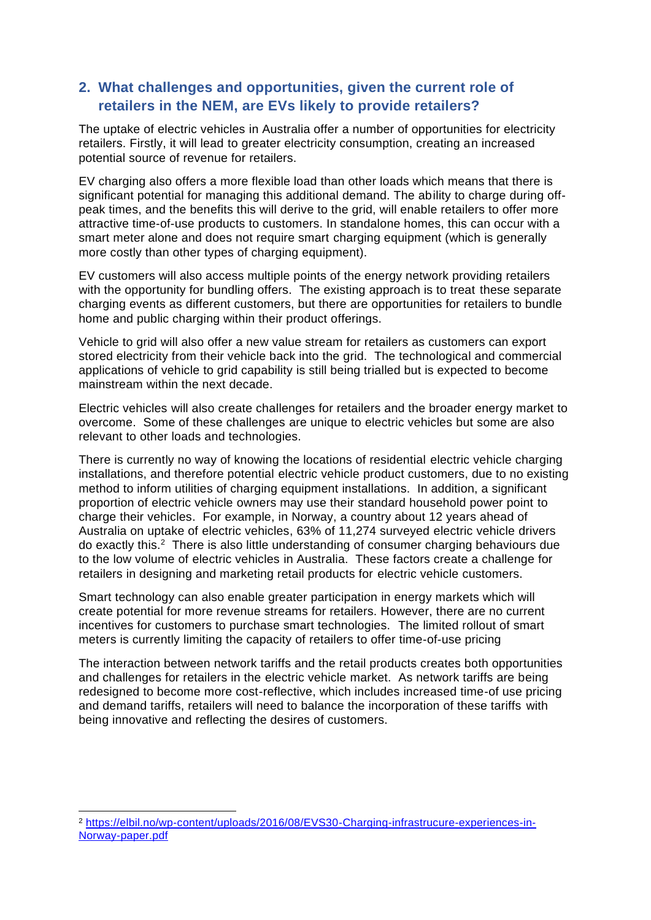## 2. What challenges and opportunities, given the current role of retailers in the NEM, are EVs likely to provide retailers?

The uptake of electric vehicles in Australia offer a number of opportunities for electricity retailers. Firstly, it will lead to greater electricity consumption, creating an increased potential source of revenue for retailers.

EV charging also offers a more flexible load than other loads which means that there is significant potential for managing this additional demand. The ability to charge during off-peak times, and the benefits this will derive to the grid, will enable retailers to offer more attractive time-of-use products to customers. In standalone homes, this can occur with a smart meter alone and does not require smart charging equipment (which is generally more costly than other types of charging equipment).

EV customers will also access multiple points of the energy network providing retailers with the opportunity for bundling offers. The existing approach is to treat these separate charging events as different customers, but there are opportunities for retailers to bundle home and public charging within their product offerings.

Vehicle to grid will also offer a new value stream for retailers as customers can export stored electricity from their vehicle back into the grid. The technological and commercial applications of vehicle to grid capability is still being trialled but is expected to become mainstream within the next decade.

Electric vehicles will also create challenges for retailers and the broader energy market to overcome. Some of these challenges are unique to electric vehicles but some are also relevant to other loads and technologies.

There is currently no way of knowing the locations of residential electric vehicle charging installations, and therefore potential electric vehicle product customers, due to no existing method to inform utilities of charging equipment installations. In addition, a significant proportion of electric vehicle owners may use their standard household power point to charge their vehicles. For example, in Norway, a country about 12 years ahead of Australia on uptake of electric vehicles, 63% of 11,274 surveyed electric vehicle drivers do exactly this.[2] There is also little understanding of consumer charging behaviours due to the low volume of electric vehicles in Australia. These factors create a challenge for retailers in designing and marketing retail products for electric vehicle customers.

Smart technology can also enable greater participation in energy markets which will create potential for more revenue streams for retailers. However, there are no current incentives for customers to purchase smart technologies. The limited rollout of smart meters is currently limiting the capacity of retailers to offer time-of-use pricing

The interaction between network tariffs and the retail products creates both opportunities and challenges for retailers in the electric vehicle market. As network tariffs are being redesigned to become more cost-reflective, which includes increased time-of use pricing and demand tariffs, retailers will need to balance the incorporation of these tariffs with being innovative and reflecting the desires of customers.

[2] https://elbil.no/wp-content/uploads/2016/08/EVS30-Charging-infrastrucure-experiences-in-Norway-paper.pdf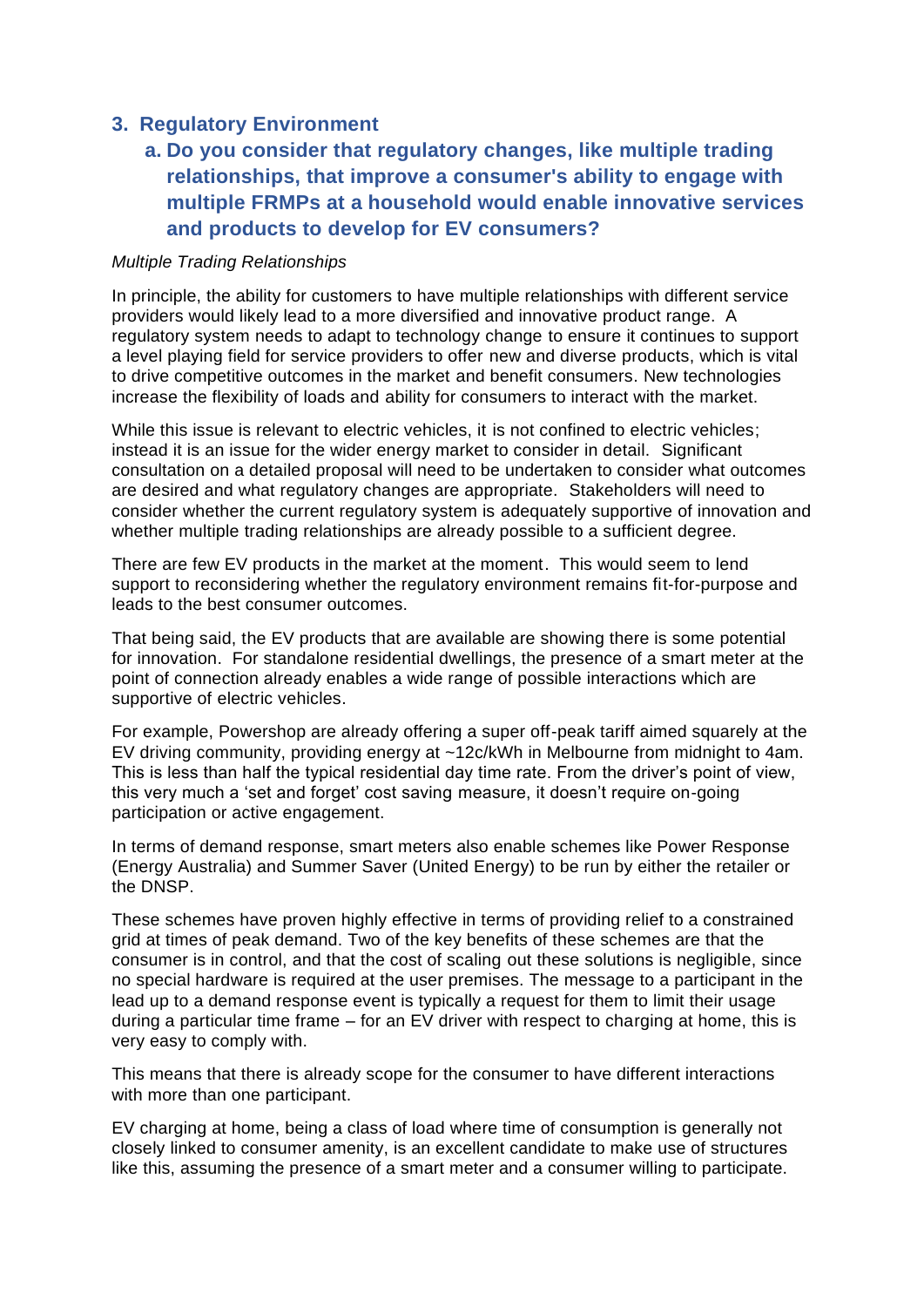## 3. Regulatory Environment

### a. Do you consider that regulatory changes, like multiple trading relationships, that improve a consumer's ability to engage with multiple FRMPs at a household would enable innovative services and products to develop for EV consumers?

*Multiple Trading Relationships*

In principle, the ability for customers to have multiple relationships with different service providers would likely lead to a more diversified and innovative product range. A regulatory system needs to adapt to technology change to ensure it continues to support a level playing field for service providers to offer new and diverse products, which is vital to drive competitive outcomes in the market and benefit consumers. New technologies increase the flexibility of loads and ability for consumers to interact with the market.

While this issue is relevant to electric vehicles, it is not confined to electric vehicles; instead it is an issue for the wider energy market to consider in detail. Significant consultation on a detailed proposal will need to be undertaken to consider what outcomes are desired and what regulatory changes are appropriate. Stakeholders will need to consider whether the current regulatory system is adequately supportive of innovation and whether multiple trading relationships are already possible to a sufficient degree.

There are few EV products in the market at the moment. This would seem to lend support to reconsidering whether the regulatory environment remains fit-for-purpose and leads to the best consumer outcomes.

That being said, the EV products that are available are showing there is some potential for innovation. For standalone residential dwellings, the presence of a smart meter at the point of connection already enables a wide range of possible interactions which are supportive of electric vehicles.

For example, Powershop are already offering a super off-peak tariff aimed squarely at the EV driving community, providing energy at ~12c/kWh in Melbourne from midnight to 4am. This is less than half the typical residential day time rate. From the driver's point of view, this very much a 'set and forget' cost saving measure, it doesn't require on-going participation or active engagement.

In terms of demand response, smart meters also enable schemes like Power Response (Energy Australia) and Summer Saver (United Energy) to be run by either the retailer or the DNSP.

These schemes have proven highly effective in terms of providing relief to a constrained grid at times of peak demand. Two of the key benefits of these schemes are that the consumer is in control, and that the cost of scaling out these solutions is negligible, since no special hardware is required at the user premises. The message to a participant in the lead up to a demand response event is typically a request for them to limit their usage during a particular time frame – for an EV driver with respect to charging at home, this is very easy to comply with.

This means that there is already scope for the consumer to have different interactions with more than one participant.

EV charging at home, being a class of load where time of consumption is generally not closely linked to consumer amenity, is an excellent candidate to make use of structures like this, assuming the presence of a smart meter and a consumer willing to participate.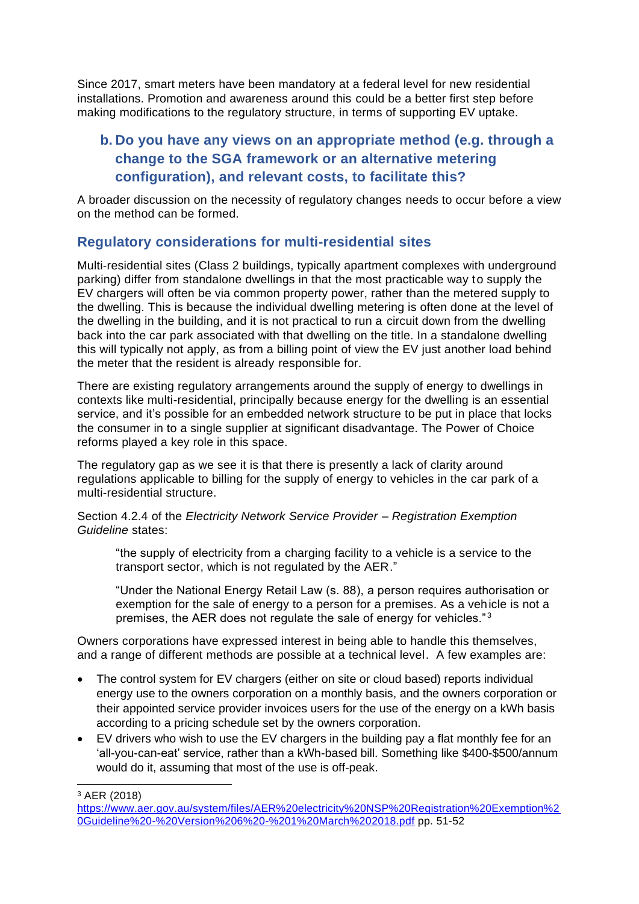Since 2017, smart meters have been mandatory at a federal level for new residential installations. Promotion and awareness around this could be a better first step before making modifications to the regulatory structure, in terms of supporting EV uptake.

### b. Do you have any views on an appropriate method (e.g. through a change to the SGA framework or an alternative metering configuration), and relevant costs, to facilitate this?

A broader discussion on the necessity of regulatory changes needs to occur before a view on the method can be formed.

## Regulatory considerations for multi-residential sites

Multi-residential sites (Class 2 buildings, typically apartment complexes with underground parking) differ from standalone dwellings in that the most practicable way to supply the EV chargers will often be via common property power, rather than the metered supply to the dwelling. This is because the individual dwelling metering is often done at the level of the dwelling in the building, and it is not practical to run a circuit down from the dwelling back into the car park associated with that dwelling on the title. In a standalone dwelling this will typically not apply, as from a billing point of view the EV just another load behind the meter that the resident is already responsible for.

There are existing regulatory arrangements around the supply of energy to dwellings in contexts like multi-residential, principally because energy for the dwelling is an essential service, and it's possible for an embedded network structure to be put in place that locks the consumer in to a single supplier at significant disadvantage. The Power of Choice reforms played a key role in this space.

The regulatory gap as we see it is that there is presently a lack of clarity around regulations applicable to billing for the supply of energy to vehicles in the car park of a multi-residential structure.

Section 4.2.4 of the *Electricity Network Service Provider – Registration Exemption Guideline* states:

> "the supply of electricity from a charging facility to a vehicle is a service to the transport sector, which is not regulated by the AER."
>
> "Under the National Energy Retail Law (s. 88), a person requires authorisation or exemption for the sale of energy to a person for a premises. As a vehicle is not a premises, the AER does not regulate the sale of energy for vehicles."[3]

Owners corporations have expressed interest in being able to handle this themselves, and a range of different methods are possible at a technical level. A few examples are:

- The control system for EV chargers (either on site or cloud based) reports individual energy use to the owners corporation on a monthly basis, and the owners corporation or their appointed service provider invoices users for the use of the energy on a kWh basis according to a pricing schedule set by the owners corporation.
- EV drivers who wish to use the EV chargers in the building pay a flat monthly fee for an 'all-you-can-eat' service, rather than a kWh-based bill. Something like $400-$500/annum would do it, assuming that most of the use is off-peak.

---

[3] AER (2018) https://www.aer.gov.au/system/files/AER%20electricity%20NSP%20Registration%20Exemption%20Guideline%20-%20Version%206%20-%201%20March%202018.pdf pp. 51-52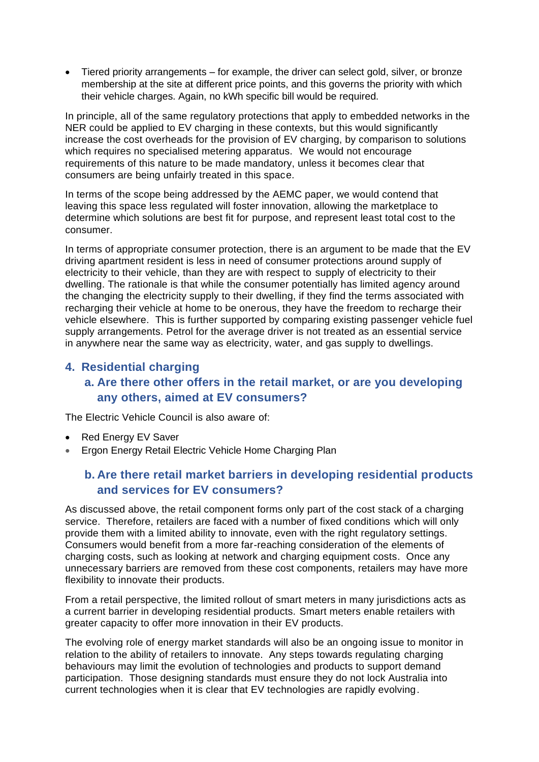- Tiered priority arrangements – for example, the driver can select gold, silver, or bronze membership at the site at different price points, and this governs the priority with which their vehicle charges. Again, no kWh specific bill would be required.

In principle, all of the same regulatory protections that apply to embedded networks in the NER could be applied to EV charging in these contexts, but this would significantly increase the cost overheads for the provision of EV charging, by comparison to solutions which requires no specialised metering apparatus. We would not encourage requirements of this nature to be made mandatory, unless it becomes clear that consumers are being unfairly treated in this space.

In terms of the scope being addressed by the AEMC paper, we would contend that leaving this space less regulated will foster innovation, allowing the marketplace to determine which solutions are best fit for purpose, and represent least total cost to the consumer.

In terms of appropriate consumer protection, there is an argument to be made that the EV driving apartment resident is less in need of consumer protections around supply of electricity to their vehicle, than they are with respect to supply of electricity to their dwelling. The rationale is that while the consumer potentially has limited agency around the changing the electricity supply to their dwelling, if they find the terms associated with recharging their vehicle at home to be onerous, they have the freedom to recharge their vehicle elsewhere. This is further supported by comparing existing passenger vehicle fuel supply arrangements. Petrol for the average driver is not treated as an essential service in anywhere near the same way as electricity, water, and gas supply to dwellings.

## 4. Residential charging

### a. Are there other offers in the retail market, or are you developing any others, aimed at EV consumers?

The Electric Vehicle Council is also aware of:

- Red Energy EV Saver
- Ergon Energy Retail Electric Vehicle Home Charging Plan

### b. Are there retail market barriers in developing residential products and services for EV consumers?

As discussed above, the retail component forms only part of the cost stack of a charging service. Therefore, retailers are faced with a number of fixed conditions which will only provide them with a limited ability to innovate, even with the right regulatory settings. Consumers would benefit from a more far-reaching consideration of the elements of charging costs, such as looking at network and charging equipment costs. Once any unnecessary barriers are removed from these cost components, retailers may have more flexibility to innovate their products.

From a retail perspective, the limited rollout of smart meters in many jurisdictions acts as a current barrier in developing residential products. Smart meters enable retailers with greater capacity to offer more innovation in their EV products.

The evolving role of energy market standards will also be an ongoing issue to monitor in relation to the ability of retailers to innovate. Any steps towards regulating charging behaviours may limit the evolution of technologies and products to support demand participation. Those designing standards must ensure they do not lock Australia into current technologies when it is clear that EV technologies are rapidly evolving.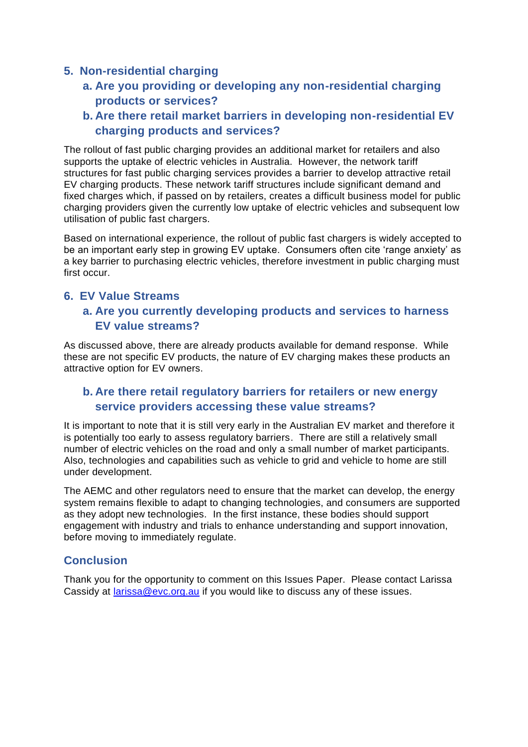## 5. Non-residential charging

### a. Are you providing or developing any non-residential charging products or services?

### b. Are there retail market barriers in developing non-residential EV charging products and services?

The rollout of fast public charging provides an additional market for retailers and also supports the uptake of electric vehicles in Australia. However, the network tariff structures for fast public charging services provides a barrier to develop attractive retail EV charging products. These network tariff structures include significant demand and fixed charges which, if passed on by retailers, creates a difficult business model for public charging providers given the currently low uptake of electric vehicles and subsequent low utilisation of public fast chargers.

Based on international experience, the rollout of public fast chargers is widely accepted to be an important early step in growing EV uptake. Consumers often cite 'range anxiety' as a key barrier to purchasing electric vehicles, therefore investment in public charging must first occur.

## 6. EV Value Streams

### a. Are you currently developing products and services to harness EV value streams?

As discussed above, there are already products available for demand response. While these are not specific EV products, the nature of EV charging makes these products an attractive option for EV owners.

### b. Are there retail regulatory barriers for retailers or new energy service providers accessing these value streams?

It is important to note that it is still very early in the Australian EV market and therefore it is potentially too early to assess regulatory barriers. There are still a relatively small number of electric vehicles on the road and only a small number of market participants. Also, technologies and capabilities such as vehicle to grid and vehicle to home are still under development.

The AEMC and other regulators need to ensure that the market can develop, the energy system remains flexible to adapt to changing technologies, and consumers are supported as they adopt new technologies. In the first instance, these bodies should support engagement with industry and trials to enhance understanding and support innovation, before moving to immediately regulate.

## Conclusion

Thank you for the opportunity to comment on this Issues Paper. Please contact Larissa Cassidy at [larissa@evc.org.au](mailto:larissa@evc.org.au) if you would like to discuss any of these issues.